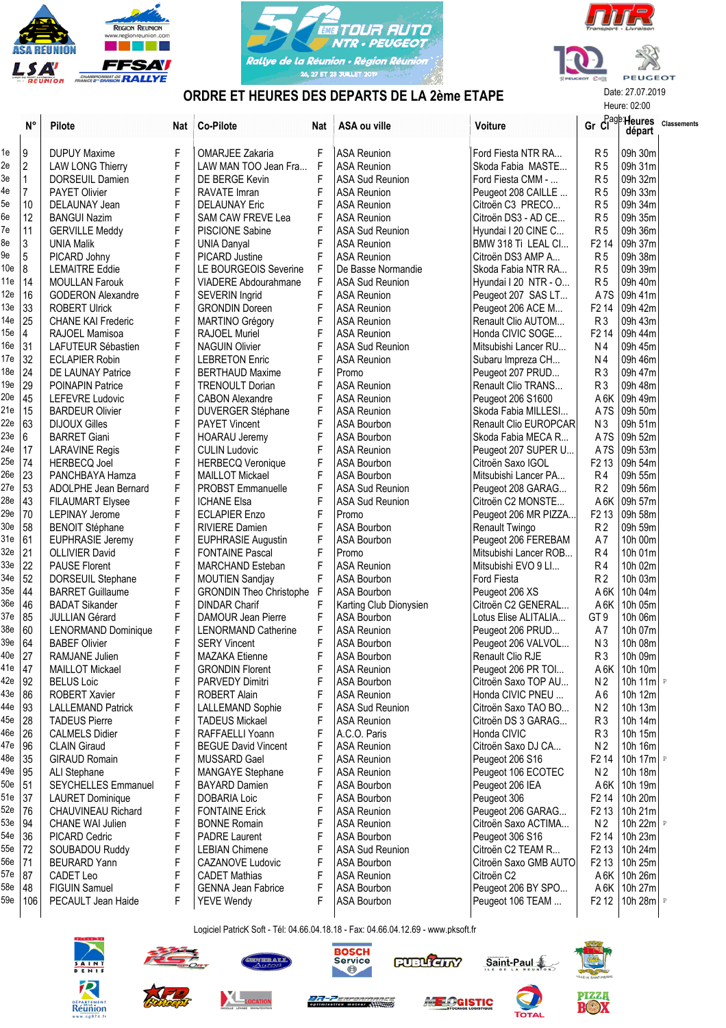# ORDRE ET HEURES DES DEPARTS DE LA 2ème ETAPE

Date: 27.07.2019
Heure: 02:00

| | N° | Pilote | Nat | Co-Pilote | Nat | ASA ou ville | Voiture | Gr Cl | Heures départ | Classements |
|---|---|---|---|---|---|---|---|---|---|---|
| 1e | 9 | DUPUY Maxime | F | OMARJEE Zakaria | F | ASA Reunion | Ford Fiesta NTR RA... | R 5 | 09h 30m | |
| 2e | 2 | LAW LONG Thierry | F | LAW MAN TOO Jean Fra... | F | ASA Reunion | Skoda Fabia MASTE... | R 5 | 09h 31m | |
| 3e | 1 | DORSEUIL Damien | F | DE BERGE Kevin | F | ASA Sud Reunion | Ford Fiesta CMM - ... | R 5 | 09h 32m | |
| 4e | 7 | PAYET Olivier | F | RAVATE Imran | F | ASA Reunion | Peugeot 208 CAILLE ... | R 5 | 09h 33m | |
| 5e | 10 | DELAUNAY Jean | F | DELAUNAY Eric | F | ASA Reunion | Citroën C3 PRECO... | R 5 | 09h 34m | |
| 6e | 12 | BANGUI Nazim | F | SAM CAW FREVE Lea | F | ASA Reunion | Citroën DS3 - AD CE... | R 5 | 09h 35m | |
| 7e | 11 | GERVILLE Meddy | F | PISCIONE Sabine | F | ASA Sud Reunion | Hyundai I 20 CINE C... | R 5 | 09h 36m | |
| 8e | 3 | UNIA Malik | F | UNIA Danyal | F | ASA Reunion | BMW 318 Ti LEAL Cl... | F2 14 | 09h 37m | |
| 9e | 5 | PICARD Johny | F | PICARD Justine | F | ASA Reunion | Citroën DS3 AMP A... | R 5 | 09h 38m | |
| 10e | 8 | LEMAITRE Eddie | F | LE BOURGEOIS Severine | F | De Basse Normandie | Skoda Fabia NTR RA... | R 5 | 09h 39m | |
| 11e | 14 | MOULLAN Farouk | F | VIADERE Abdourahmane | F | ASA Sud Reunion | Hyundai I 20 NTR - O... | R 5 | 09h 40m | |
| 12e | 16 | GODERON Alexandre | F | SEVERIN Ingrid | F | ASA Reunion | Peugeot 207 SAS LT... | A 7S | 09h 41m | |
| 13e | 33 | ROBERT Ulrick | F | GRONDIN Doreen | F | ASA Reunion | Peugeot 206 ACE M... | F2 14 | 09h 42m | |
| 14e | 25 | CHANE KAI Frederic | F | MARTINO Grégory | F | ASA Reunion | Renault Clio AUTOM... | R 3 | 09h 43m | |
| 15e | 4 | RAJOEL Mamisoa | F | RAJOEL Muriel | F | ASA Reunion | Honda CIVIC SOGE... | F2 14 | 09h 44m | |
| 16e | 31 | LAFUTEUR Sébastien | F | NAGUIN Olivier | F | ASA Sud Reunion | Mitsubishi Lancer RU... | N 4 | 09h 45m | |
| 17e | 32 | ECLAPIER Robin | F | LEBRETON Enric | F | ASA Reunion | Subaru Impreza CH... | N 4 | 09h 46m | |
| 18e | 24 | DE LAUNAY Patrice | F | BERTHAUD Maxime | F | Promo | Peugeot 207 PRUD... | R 3 | 09h 47m | |
| 19e | 29 | POINAPIN Patrice | F | TRENOULT Dorian | F | ASA Reunion | Renault Clio TRANS... | R 3 | 09h 48m | |
| 20e | 45 | LEFEVRE Ludovic | F | CABON Alexandre | F | ASA Reunion | Peugeot 206 S1600 | A 6K | 09h 49m | |
| 21e | 15 | BARDEUR Olivier | F | DUVERGER Stéphane | F | ASA Reunion | Skoda Fabia MILLESI... | A 7S | 09h 50m | |
| 22e | 63 | DIJOUX Gilles | F | PAYET Vincent | F | ASA Bourbon | Renault Clio EUROPCAR | N 3 | 09h 51m | |
| 23e | 6 | BARRET Giani | F | HOARAU Jeremy | F | ASA Bourbon | Skoda Fabia MECA R... | A 7S | 09h 52m | |
| 24e | 17 | LARAVINE Regis | F | CULIN Ludovic | F | ASA Reunion | Peugeot 207 SUPER U... | A 7S | 09h 53m | |
| 25e | 74 | HERBECQ Joel | F | HERBECQ Veronique | F | ASA Bourbon | Citroën Saxo IGOL | F2 13 | 09h 54m | |
| 26e | 23 | PANCHBAYA Hamza | F | MAILLOT Mickael | F | ASA Bourbon | Mitsubishi Lancer PA... | R 4 | 09h 55m | |
| 27e | 53 | ADOLPHE Jean Bernard | F | PROBST Emmanuelle | F | ASA Sud Reunion | Peugeot 208 GARAG... | R 2 | 09h 56m | |
| 28e | 43 | FILAUMART Elysee | F | ICHANE Elsa | F | ASA Sud Reunion | Citroën C2 MONSTE... | A 6K | 09h 57m | |
| 29e | 70 | LEPINAY Jerome | F | ECLAPIER Enzo | F | Promo | Peugeot 206 MR PIZZA... | F2 13 | 09h 58m | |
| 30e | 58 | BENOIT Stéphane | F | RIVIERE Damien | F | ASA Bourbon | Renault Twingo | R 2 | 09h 59m | |
| 31e | 61 | EUPHRASIE Jeremy | F | EUPHRASIE Augustin | F | ASA Bourbon | Peugeot 206 FEREBAM | A 7 | 10h 00m | |
| 32e | 21 | OLLIVIER David | F | FONTAINE Pascal | F | Promo | Mitsubishi Lancer ROB... | R 4 | 10h 01m | |
| 33e | 22 | PAUSE Florent | F | MARCHAND Esteban | F | ASA Reunion | Mitsubishi EVO 9 LI... | R 4 | 10h 02m | |
| 34e | 52 | DORSEUIL Stephane | F | MOUTIEN Sandjay | F | ASA Bourbon | Ford Fiesta | R 2 | 10h 03m | |
| 35e | 44 | BARRET Guillaume | F | GRONDIN Theo Christophe | F | ASA Bourbon | Peugeot 206 XS | A 6K | 10h 04m | |
| 36e | 46 | BADAT Sikander | F | DINDAR Charif | F | Karting Club Dionysien | Citroën C2 GENERAL... | A 6K | 10h 05m | |
| 37e | 85 | JULLIAN Gérard | F | DAMOUR Jean Pierre | F | ASA Bourbon | Lotus Elise ALITALIA... | GT 9 | 10h 06m | |
| 38e | 60 | LENORMAND Dominique | F | LENORMAND Catherine | F | ASA Reunion | Peugeot 206 PRUD... | A 7 | 10h 07m | |
| 39e | 64 | BABEF Olivier | F | SERY Vincent | F | ASA Bourbon | Peugeot 206 VALVOL... | N 3 | 10h 08m | |
| 40e | 27 | RAMJANE Julien | F | MAZAKA Etienne | F | ASA Bourbon | Renault Clio RJE | R 3 | 10h 09m | |
| 41e | 47 | MAILLOT Mickael | F | GRONDIN Florent | F | ASA Reunion | Peugeot 206 PR TOI... | A 6K | 10h 10m | |
| 42e | 92 | BELUS Loic | F | PARVEDY Dimitri | F | ASA Bourbon | Citroën Saxo TOP AU... | N 2 | 10h 11m | P |
| 43e | 86 | ROBERT Xavier | F | ROBERT Alain | F | ASA Reunion | Honda CIVIC PNEU ... | A 6 | 10h 12m | |
| 44e | 93 | LALLEMAND Patrick | F | LALLEMAND Sophie | F | ASA Sud Reunion | Citroën Saxo TAO BO... | N 2 | 10h 13m | |
| 45e | 28 | TADEUS Pierre | F | TADEUS Mickael | F | ASA Reunion | Citroën DS 3 GARAG... | R 3 | 10h 14m | |
| 46e | 26 | CALMELS Didier | F | RAFFAELLI Yoann | F | A.C.O. Paris | Honda CIVIC | R 3 | 10h 15m | |
| 47e | 96 | CLAIN Giraud | F | BEGUE David Vincent | F | ASA Reunion | Citroën Saxo DJ CA... | N 2 | 10h 16m | |
| 48e | 35 | GIRAUD Romain | F | MUSSARD Gael | F | ASA Reunion | Peugeot 206 S16 | F2 14 | 10h 17m | P |
| 49e | 95 | ALI Stephane | F | MANGAYE Stephane | F | ASA Reunion | Peugeot 106 ECOTEC | N 2 | 10h 18m | |
| 50e | 51 | SEYCHELLES Emmanuel | F | BAYARD Damien | F | ASA Bourbon | Peugeot 206 IEA | A 6K | 10h 19m | |
| 51e | 37 | LAURET Dominique | F | DOBARIA Loic | F | ASA Bourbon | Peugeot 306 | F2 14 | 10h 20m | |
| 52e | 76 | CHAUVINEAU Richard | F | FONTAINE Erick | F | ASA Reunion | Peugeot 206 GARAG... | F2 13 | 10h 21m | |
| 53e | 94 | CHANE WAI Julien | F | BONNE Romain | F | ASA Reunion | Citroën Saxo ACTIMA... | N 2 | 10h 22m | P |
| 54e | 36 | PICARD Cedric | F | PADRE Laurent | F | ASA Bourbon | Peugeot 306 S16 | F2 14 | 10h 23m | |
| 55e | 72 | SOUBADOU Ruddy | F | LEBIAN Chimene | F | ASA Sud Reunion | Citroën C2 TEAM R... | F2 13 | 10h 24m | |
| 56e | 71 | BEURARD Yann | F | CAZANOVE Ludovic | F | ASA Bourbon | Citroën Saxo GMB AUTO | F2 13 | 10h 25m | |
| 57e | 87 | CADET Leo | F | CADET Mathias | F | ASA Reunion | Citroën C2 | A 6K | 10h 26m | |
| 58e | 48 | FIGUIN Samuel | F | GENNA Jean Fabrice | F | ASA Bourbon | Peugeot 206 BY SPO... | A 6K | 10h 27m | |
| 59e | 106 | PECAULT Jean Haide | F | YEVE Wendy | F | ASA Bourbon | Peugeot 106 TEAM ... | F2 12 | 10h 28m | P |

Logiciel PatricK Soft - Tél: 04.66.04.18.18 - Fax: 04.66.04.12.69 - www.pksoft.fr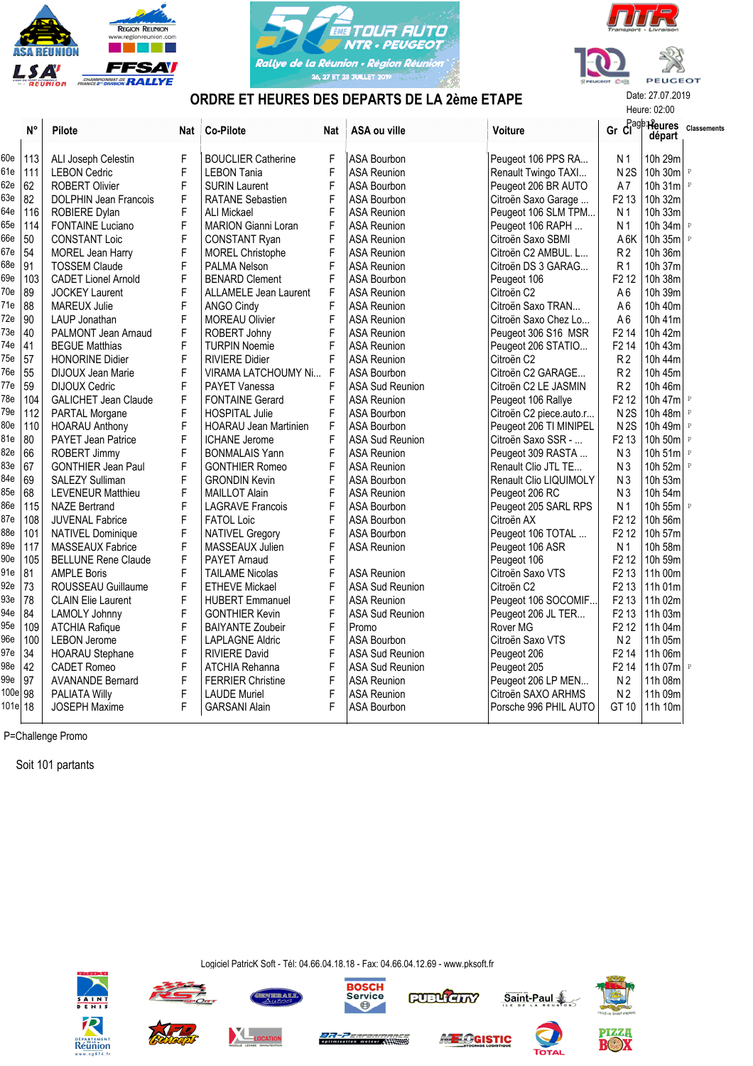# ORDRE ET HEURES DES DEPARTS DE LA 2ème ETAPE

Date: 27.07.2019
Heure: 02:00

| | N° | Pilote | Nat | Co-Pilote | Nat | ASA ou ville | Voiture | Gr Cl | Heures départ | Classements |
|---|---|---|---|---|---|---|---|---|---|---|
| 60e | 113 | ALI Joseph Celestin | F | BOUCLIER Catherine | F | ASA Bourbon | Peugeot 106 PPS RA... | N 1 | 10h 29m | |
| 61e | 111 | LEBON Cedric | F | LEBON Tania | F | ASA Reunion | Renault Twingo TAXI... | N 2S | 10h 30m | P |
| 62e | 62 | ROBERT Olivier | F | SURIN Laurent | F | ASA Bourbon | Peugeot 206 BR AUTO | A 7 | 10h 31m | P |
| 63e | 82 | DOLPHIN Jean Francois | F | RATANE Sebastien | F | ASA Bourbon | Citroën Saxo Garage ... | F2 13 | 10h 32m | |
| 64e | 116 | ROBIERE Dylan | F | ALI Mickael | F | ASA Reunion | Peugeot 106 SLM TPM... | N 1 | 10h 33m | |
| 65e | 114 | FONTAINE Luciano | F | MARION Gianni Loran | F | ASA Reunion | Peugeot 106 RAPH ... | N 1 | 10h 34m | P |
| 66e | 50 | CONSTANT Loic | F | CONSTANT Ryan | F | ASA Reunion | Citroën Saxo SBMI | A 6K | 10h 35m | P |
| 67e | 54 | MOREL Jean Harry | F | MOREL Christophe | F | ASA Reunion | Citroën C2 AMBUL. L... | R 2 | 10h 36m | |
| 68e | 91 | TOSSEM Claude | F | PALMA Nelson | F | ASA Reunion | Citroën DS 3 GARAG... | R 1 | 10h 37m | |
| 69e | 103 | CADET Lionel Arnold | F | BENARD Clement | F | ASA Bourbon | Peugeot 106 | F2 12 | 10h 38m | |
| 70e | 89 | JOCKEY Laurent | F | ALLAMELE Jean Laurent | F | ASA Reunion | Citroën C2 | A 6 | 10h 39m | |
| 71e | 88 | MAREUX Julie | F | ANGO Cindy | F | ASA Reunion | Citroën Saxo TRAN... | A 6 | 10h 40m | |
| 72e | 90 | LAUP Jonathan | F | MOREAU Olivier | F | ASA Reunion | Citroën Saxo Chez Lo... | A 6 | 10h 41m | |
| 73e | 40 | PALMONT Jean Arnaud | F | ROBERT Johny | F | ASA Reunion | Peugeot 306 S16 MSR | F2 14 | 10h 42m | |
| 74e | 41 | BEGUE Matthias | F | TURPIN Noemie | F | ASA Reunion | Peugeot 206 STATIO... | F2 14 | 10h 43m | |
| 75e | 57 | HONORINE Didier | F | RIVIERE Didier | F | ASA Reunion | Citroën C2 | R 2 | 10h 44m | |
| 76e | 55 | DIJOUX Jean Marie | F | VIRAMA LATCHOUMY Ni... | F | ASA Bourbon | Citroën C2 GARAGE... | R 2 | 10h 45m | |
| 77e | 59 | DIJOUX Cedric | F | PAYET Vanessa | F | ASA Sud Reunion | Citroën C2 LE JASMIN | R 2 | 10h 46m | |
| 78e | 104 | GALICHET Jean Claude | F | FONTAINE Gerard | F | ASA Reunion | Peugeot 106 Rallye | F2 12 | 10h 47m | P |
| 79e | 112 | PARTAL Morgane | F | HOSPITAL Julie | F | ASA Bourbon | Citroën C2 piece.auto.r... | N 2S | 10h 48m | P |
| 80e | 110 | HOARAU Anthony | F | HOARAU Jean Martinien | F | ASA Bourbon | Peugeot 206 TI MINIPEL | N 2S | 10h 49m | P |
| 81e | 80 | PAYET Jean Patrice | F | ICHANE Jerome | F | ASA Sud Reunion | Citroën Saxo SSR - ... | F2 13 | 10h 50m | P |
| 82e | 66 | ROBERT Jimmy | F | BONMALAIS Yann | F | ASA Reunion | Peugeot 309 RASTA ... | N 3 | 10h 51m | P |
| 83e | 67 | GONTHIER Jean Paul | F | GONTHIER Romeo | F | ASA Reunion | Renault Clio JTL TE... | N 3 | 10h 52m | P |
| 84e | 69 | SALEZY Sulliman | F | GRONDIN Kevin | F | ASA Reunion | Renault Clio LIQUIMOLY | N 3 | 10h 53m | |
| 85e | 68 | LEVENEUR Matthieu | F | MAILLOT Alain | F | ASA Reunion | Peugeot 206 RC | N 3 | 10h 54m | |
| 86e | 115 | NAZE Bertrand | F | LAGRAVE Francois | F | ASA Bourbon | Peugeot 205 SARL RPS | N 1 | 10h 55m | P |
| 87e | 108 | JUVENAL Fabrice | F | FATOL Loic | F | ASA Bourbon | Citroën AX | F2 12 | 10h 56m | |
| 88e | 101 | NATIVEL Dominique | F | NATIVEL Gregory | F | ASA Bourbon | Peugeot 106 TOTAL ... | F2 12 | 10h 57m | |
| 89e | 117 | MASSEAUX Fabrice | F | MASSEAUX Julien | F | ASA Reunion | Peugeot 106 ASR | N 1 | 10h 58m | |
| 90e | 105 | BELLUNE Rene Claude | F | PAYET Arnaud | F | | Peugeot 106 | F2 12 | 10h 59m | |
| 91e | 81 | AMPLE Boris | F | TAILAME Nicolas | F | ASA Reunion | Citroën Saxo VTS | F2 13 | 11h 00m | |
| 92e | 73 | ROUSSEAU Guillaume | F | ETHEVE Mickael | F | ASA Sud Reunion | Citroën C2 | F2 13 | 11h 01m | |
| 93e | 78 | CLAIN Elie Laurent | F | HUBERT Emmanuel | F | ASA Reunion | Peugeot 106 SOCOMIF... | F2 13 | 11h 02m | |
| 94e | 84 | LAMOLY Johnny | F | GONTHIER Kevin | F | ASA Sud Reunion | Peugeot 206 JL TER... | F2 13 | 11h 03m | |
| 95e | 109 | ATCHIA Rafique | F | BAIYANTE Zoubeir | F | Promo | Rover MG | F2 12 | 11h 04m | |
| 96e | 100 | LEBON Jerome | F | LAPLANGE Aldric | F | ASA Bourbon | Citroën Saxo VTS | N 2 | 11h 05m | |
| 97e | 34 | HOARAU Stephane | F | RIVIERE David | F | ASA Sud Reunion | Peugeot 206 | F2 14 | 11h 06m | |
| 98e | 42 | CADET Romeo | F | ATCHIA Rehanna | F | ASA Sud Reunion | Peugeot 205 | F2 14 | 11h 07m | P |
| 99e | 97 | AVANVANDE Bernard | F | FERRIER Christine | F | ASA Reunion | Peugeot 206 LP MEN... | N 2 | 11h 08m | |
| 100e | 98 | PALIATA Willy | F | LAUDE Muriel | F | ASA Reunion | Citroën SAXO ARHMS | N 2 | 11h 09m | |
| 101e | 18 | JOSEPH Maxime | F | GARSANI Alain | F | ASA Bourbon | Porsche 996 PHIL AUTO | GT 10 | 11h 10m | |

P=Challenge Promo

Soit 101 partants

Logiciel PatricK Soft - Tél: 04.66.04.18.18 - Fax: 04.66.04.12.69 - www.pksoft.fr